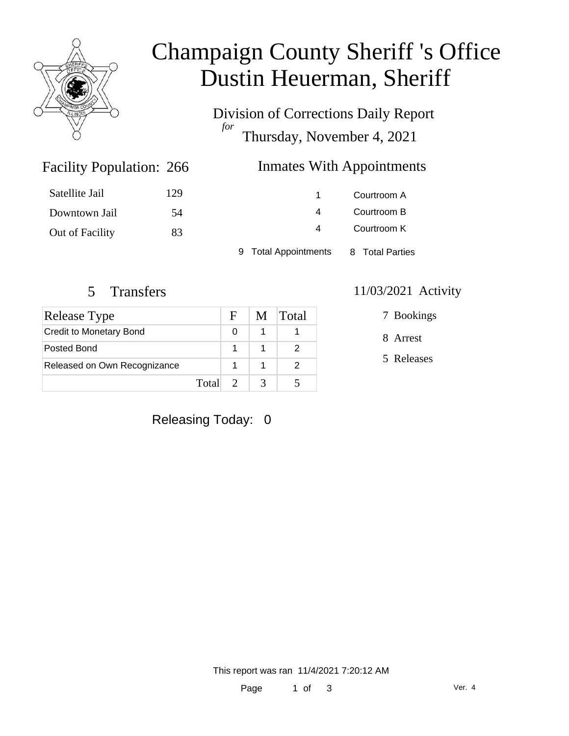# Champaign County Sheriff 's Office
# Dustin Heuerman, Sheriff

Division of Corrections Daily Report
*for*
Thursday, November 4, 2021

## Facility Population: 266

| | |
|---|---|
| Satellite Jail | 129 |
| Downtown Jail | 54 |
| Out of Facility | 83 |

## Inmates With Appointments

| | |
|---|---|
| 1 | Courtroom A |
| 4 | Courtroom B |
| 4 | Courtroom K |

9 Total Appointments    8 Total Parties

## 5 Transfers

| Release Type | F | M | Total |
|---|---|---|---|
| Credit to Monetary Bond | 0 | 1 | 1 |
| Posted Bond | 1 | 1 | 2 |
| Released on Own Recognizance | 1 | 1 | 2 |
| Total | 2 | 3 | 5 |

## 11/03/2021 Activity

7 Bookings

8 Arrest

5 Releases

Releasing Today: 0

This report was ran 11/4/2021 7:20:12 AM

Ver. 4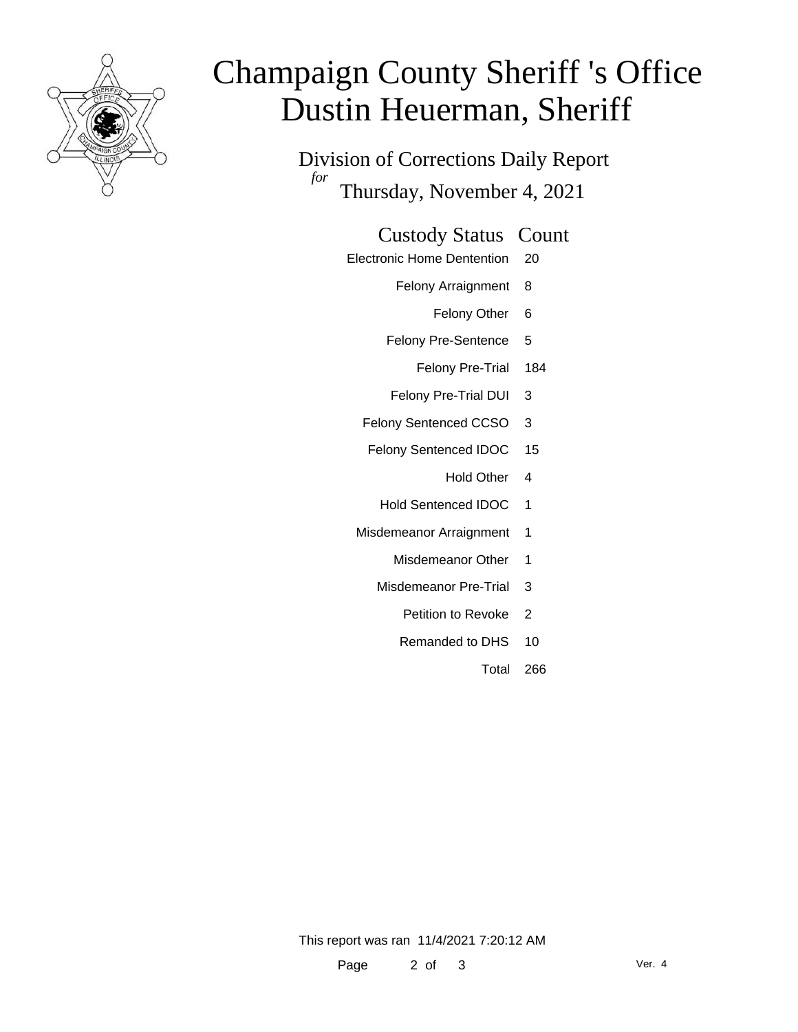# Champaign County Sheriff 's Office
# Dustin Heuerman, Sheriff

## Division of Corrections Daily Report

*for* Thursday, November 4, 2021

| Custody Status | Count |
|---|---|
| Electronic Home Dentention | 20 |
| Felony Arraignment | 8 |
| Felony Other | 6 |
| Felony Pre-Sentence | 5 |
| Felony Pre-Trial | 184 |
| Felony Pre-Trial DUI | 3 |
| Felony Sentenced CCSO | 3 |
| Felony Sentenced IDOC | 15 |
| Hold Other | 4 |
| Hold Sentenced IDOC | 1 |
| Misdemeanor Arraignment | 1 |
| Misdemeanor Other | 1 |
| Misdemeanor Pre-Trial | 3 |
| Petition to Revoke | 2 |
| Remanded to DHS | 10 |
| Total | 266 |

This report was ran 11/4/2021 7:20:12 AM

Ver. 4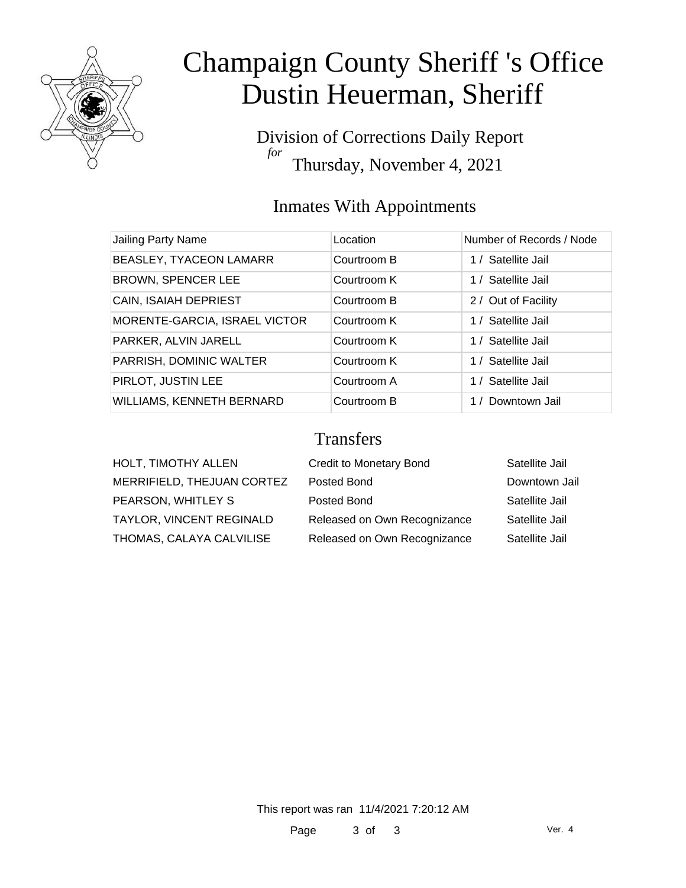# Champaign County Sheriff 's Office
# Dustin Heuerman, Sheriff

Division of Corrections Daily Report
*for*
Thursday, November 4, 2021

## Inmates With Appointments

| Jailing Party Name | Location | Number of Records / Node |
|---|---|---|
| BEASLEY, TYACEON LAMARR | Courtroom B | 1 / Satellite Jail |
| BROWN, SPENCER LEE | Courtroom K | 1 / Satellite Jail |
| CAIN, ISAIAH DEPRIEST | Courtroom B | 2 / Out of Facility |
| MORENTE-GARCIA, ISRAEL VICTOR | Courtroom K | 1 / Satellite Jail |
| PARKER, ALVIN JARELL | Courtroom K | 1 / Satellite Jail |
| PARRISH, DOMINIC WALTER | Courtroom K | 1 / Satellite Jail |
| PIRLOT, JUSTIN LEE | Courtroom A | 1 / Satellite Jail |
| WILLIAMS, KENNETH BERNARD | Courtroom B | 1 / Downtown Jail |

## Transfers

| | | |
|---|---|---|
| HOLT, TIMOTHY ALLEN | Credit to Monetary Bond | Satellite Jail |
| MERRIFIELD, THEJUAN CORTEZ | Posted Bond | Downtown Jail |
| PEARSON, WHITLEY S | Posted Bond | Satellite Jail |
| TAYLOR, VINCENT REGINALD | Released on Own Recognizance | Satellite Jail |
| THOMAS, CALAYA CALVILISE | Released on Own Recognizance | Satellite Jail |

This report was ran 11/4/2021 7:20:12 AM

Ver. 4